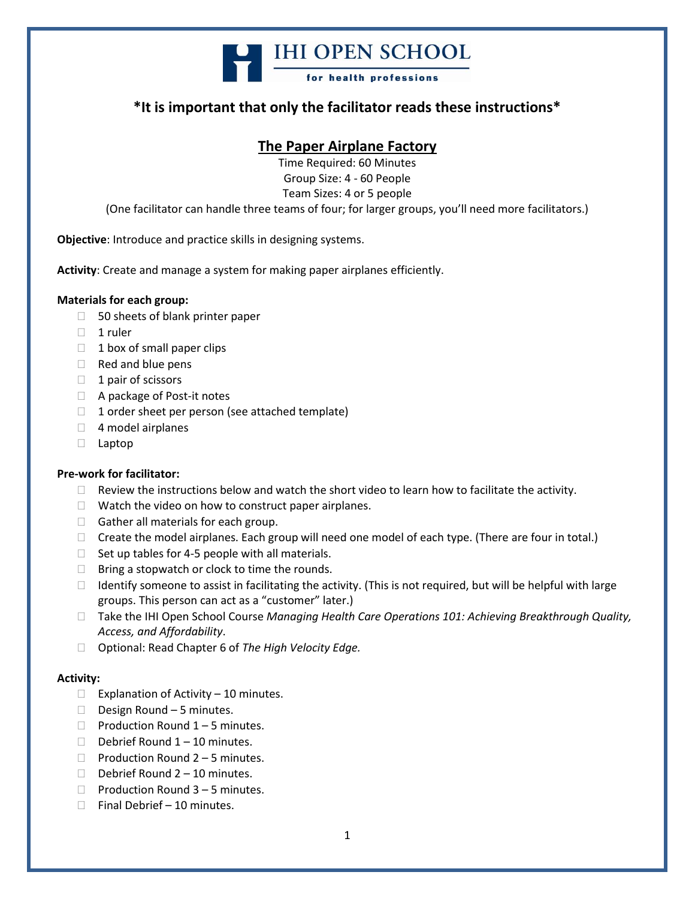IHI OPEN SCHOOL
for health professions

**\*It is important that only the facilitator reads these instructions\***

## The Paper Airplane Factory

Time Required: 60 Minutes
Group Size: 4 - 60 People
Team Sizes: 4 or 5 people
(One facilitator can handle three teams of four; for larger groups, you'll need more facilitators.)

**Objective**: Introduce and practice skills in designing systems.

**Activity**: Create and manage a system for making paper airplanes efficiently.

**Materials for each group:**

- 50 sheets of blank printer paper
- 1 ruler
- 1 box of small paper clips
- Red and blue pens
- 1 pair of scissors
- A package of Post-it notes
- 1 order sheet per person (see attached template)
- 4 model airplanes
- Laptop

**Pre-work for facilitator:**

- Review the instructions below and watch the short video to learn how to facilitate the activity.
- Watch the video on how to construct paper airplanes.
- Gather all materials for each group.
- Create the model airplanes. Each group will need one model of each type. (There are four in total.)
- Set up tables for 4-5 people with all materials.
- Bring a stopwatch or clock to time the rounds.
- Identify someone to assist in facilitating the activity. (This is not required, but will be helpful with large groups. This person can act as a "customer" later.)
- Take the IHI Open School Course *Managing Health Care Operations 101: Achieving Breakthrough Quality, Access, and Affordability*.
- Optional: Read Chapter 6 of *The High Velocity Edge.*

**Activity:**

- Explanation of Activity – 10 minutes.
- Design Round – 5 minutes.
- Production Round 1 – 5 minutes.
- Debrief Round 1 – 10 minutes.
- Production Round 2 – 5 minutes.
- Debrief Round 2 – 10 minutes.
- Production Round 3 – 5 minutes.
- Final Debrief – 10 minutes.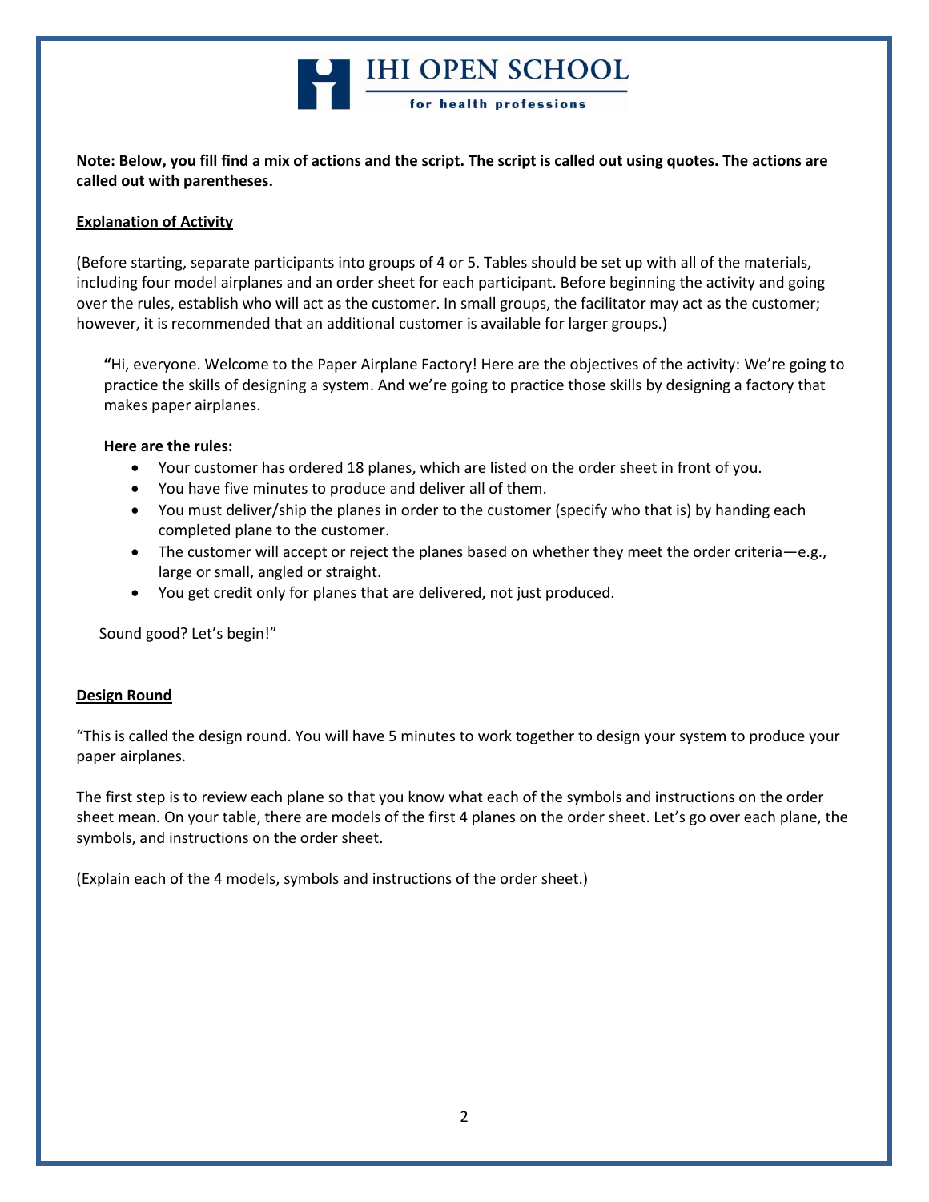**Note: Below, you fill find a mix of actions and the script. The script is called out using quotes. The actions are called out with parentheses.**

## Explanation of Activity

(Before starting, separate participants into groups of 4 or 5. Tables should be set up with all of the materials, including four model airplanes and an order sheet for each participant. Before beginning the activity and going over the rules, establish who will act as the customer. In small groups, the facilitator may act as the customer; however, it is recommended that an additional customer is available for larger groups.)

> **"**Hi, everyone. Welcome to the Paper Airplane Factory! Here are the objectives of the activity: We're going to practice the skills of designing a system. And we're going to practice those skills by designing a factory that makes paper airplanes.
>
> **Here are the rules:**
>
> - Your customer has ordered 18 planes, which are listed on the order sheet in front of you.
> - You have five minutes to produce and deliver all of them.
> - You must deliver/ship the planes in order to the customer (specify who that is) by handing each completed plane to the customer.
> - The customer will accept or reject the planes based on whether they meet the order criteria—e.g., large or small, angled or straight.
> - You get credit only for planes that are delivered, not just produced.
>
> Sound good? Let's begin!"

## Design Round

"This is called the design round. You will have 5 minutes to work together to design your system to produce your paper airplanes.

The first step is to review each plane so that you know what each of the symbols and instructions on the order sheet mean. On your table, there are models of the first 4 planes on the order sheet. Let's go over each plane, the symbols, and instructions on the order sheet.

(Explain each of the 4 models, symbols and instructions of the order sheet.)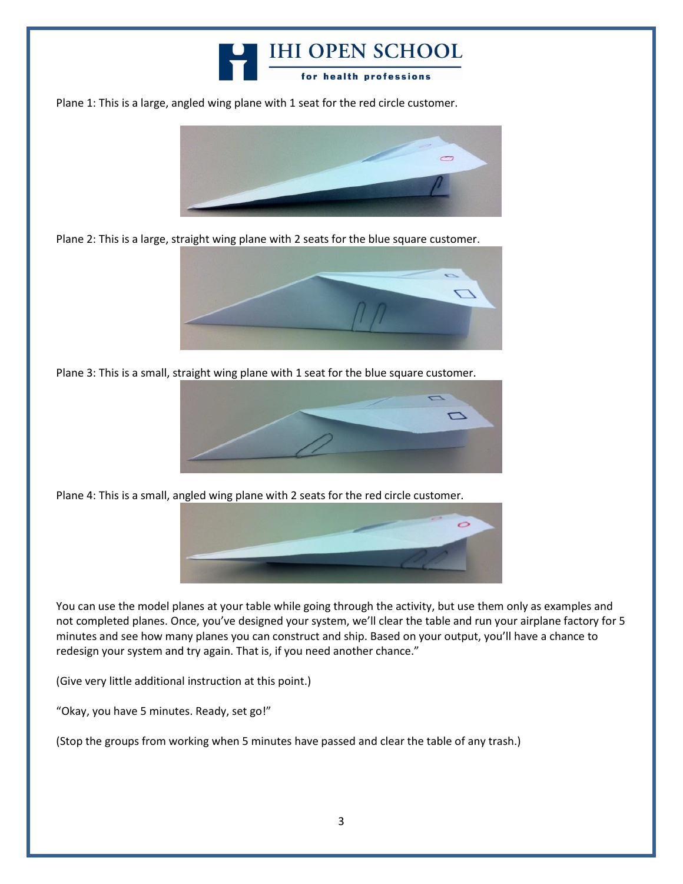Plane 1: This is a large, angled wing plane with 1 seat for the red circle customer.

Plane 2: This is a large, straight wing plane with 2 seats for the blue square customer.

Plane 3: This is a small, straight wing plane with 1 seat for the blue square customer.

Plane 4: This is a small, angled wing plane with 2 seats for the red circle customer.

You can use the model planes at your table while going through the activity, but use them only as examples and not completed planes. Once, you've designed your system, we'll clear the table and run your airplane factory for 5 minutes and see how many planes you can construct and ship. Based on your output, you'll have a chance to redesign your system and try again. That is, if you need another chance."

(Give very little additional instruction at this point.)

"Okay, you have 5 minutes. Ready, set go!"

(Stop the groups from working when 5 minutes have passed and clear the table of any trash.)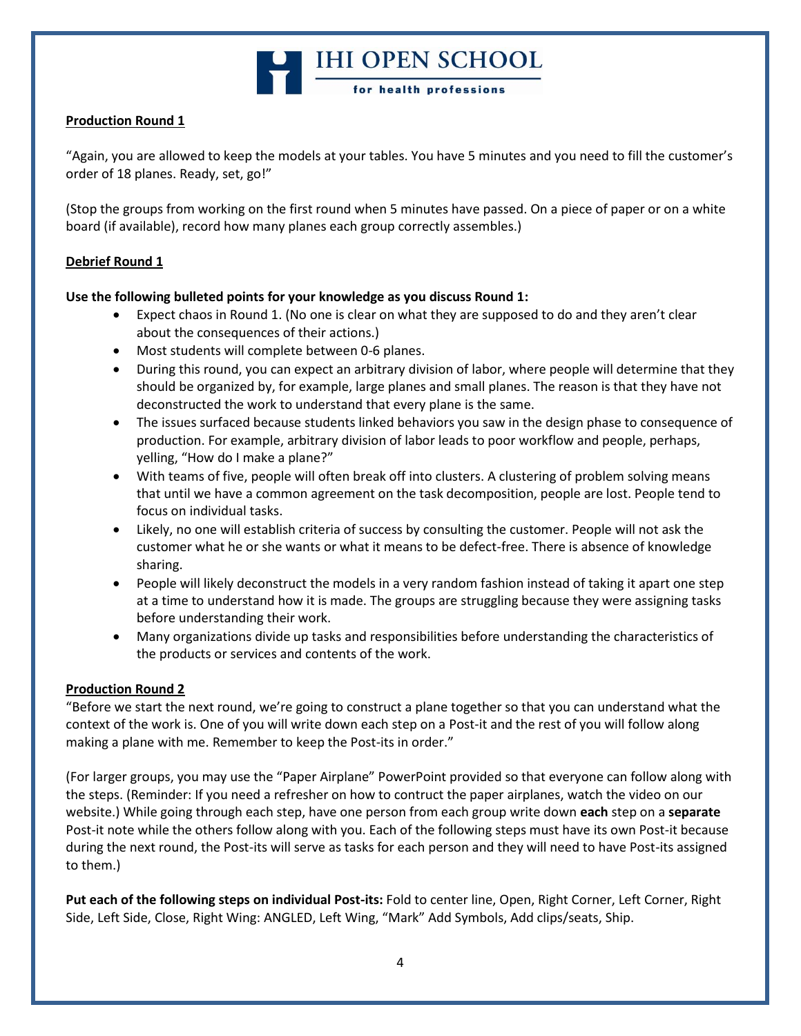**Production Round 1**

"Again, you are allowed to keep the models at your tables. You have 5 minutes and you need to fill the customer's order of 18 planes. Ready, set, go!"

(Stop the groups from working on the first round when 5 minutes have passed. On a piece of paper or on a white board (if available), record how many planes each group correctly assembles.)

**Debrief Round 1**

**Use the following bulleted points for your knowledge as you discuss Round 1:**

- Expect chaos in Round 1. (No one is clear on what they are supposed to do and they aren't clear about the consequences of their actions.)
- Most students will complete between 0-6 planes.
- During this round, you can expect an arbitrary division of labor, where people will determine that they should be organized by, for example, large planes and small planes. The reason is that they have not deconstructed the work to understand that every plane is the same.
- The issues surfaced because students linked behaviors you saw in the design phase to consequence of production. For example, arbitrary division of labor leads to poor workflow and people, perhaps, yelling, "How do I make a plane?"
- With teams of five, people will often break off into clusters. A clustering of problem solving means that until we have a common agreement on the task decomposition, people are lost. People tend to focus on individual tasks.
- Likely, no one will establish criteria of success by consulting the customer. People will not ask the customer what he or she wants or what it means to be defect-free. There is absence of knowledge sharing.
- People will likely deconstruct the models in a very random fashion instead of taking it apart one step at a time to understand how it is made. The groups are struggling because they were assigning tasks before understanding their work.
- Many organizations divide up tasks and responsibilities before understanding the characteristics of the products or services and contents of the work.

**Production Round 2**

"Before we start the next round, we're going to construct a plane together so that you can understand what the context of the work is. One of you will write down each step on a Post-it and the rest of you will follow along making a plane with me. Remember to keep the Post-its in order."

(For larger groups, you may use the "Paper Airplane" PowerPoint provided so that everyone can follow along with the steps. (Reminder: If you need a refresher on how to contruct the paper airplanes, watch the video on our website.) While going through each step, have one person from each group write down **each** step on a **separate** Post-it note while the others follow along with you. Each of the following steps must have its own Post-it because during the next round, the Post-its will serve as tasks for each person and they will need to have Post-its assigned to them.)

**Put each of the following steps on individual Post-its:** Fold to center line, Open, Right Corner, Left Corner, Right Side, Left Side, Close, Right Wing: ANGLED, Left Wing, "Mark" Add Symbols, Add clips/seats, Ship.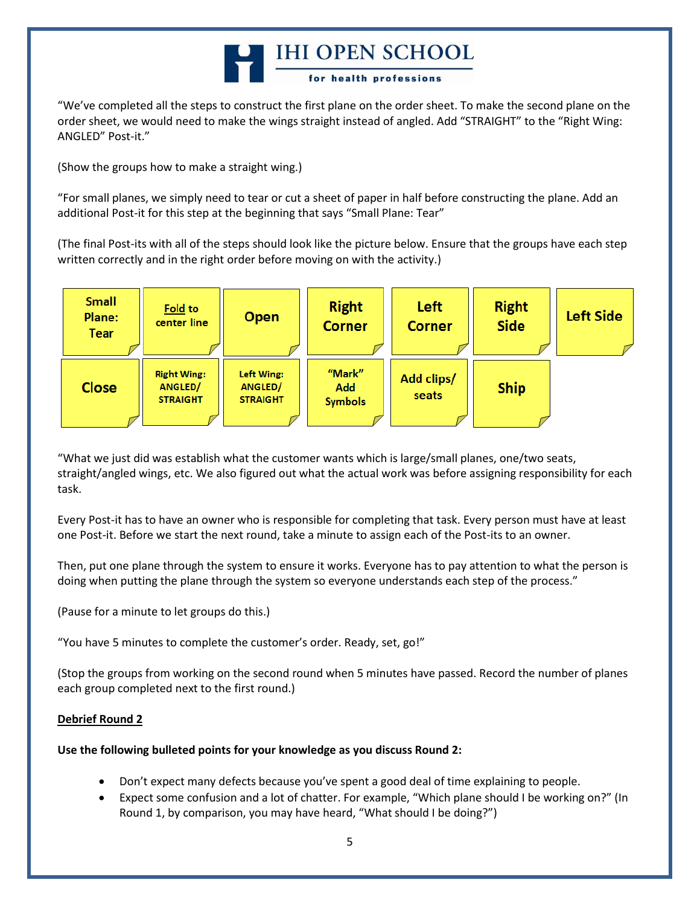"We've completed all the steps to construct the first plane on the order sheet. To make the second plane on the order sheet, we would need to make the wings straight instead of angled. Add "STRAIGHT" to the "Right Wing: ANGLED" Post-it."

(Show the groups how to make a straight wing.)

"For small planes, we simply need to tear or cut a sheet of paper in half before constructing the plane. Add an additional Post-it for this step at the beginning that says "Small Plane: Tear"

(The final Post-its with all of the steps should look like the picture below. Ensure that the groups have each step written correctly and in the right order before moving on with the activity.)

| Small Plane: Tear | Fold to center line | Open | Right Corner | Left Corner | Right Side | Left Side |
|---|---|---|---|---|---|---|
| Close | Right Wing: ANGLED/ STRAIGHT | Left Wing: ANGLED/ STRAIGHT | "Mark" Add Symbols | Add clips/ seats | Ship | |

"What we just did was establish what the customer wants which is large/small planes, one/two seats, straight/angled wings, etc. We also figured out what the actual work was before assigning responsibility for each task.

Every Post-it has to have an owner who is responsible for completing that task. Every person must have at least one Post-it. Before we start the next round, take a minute to assign each of the Post-its to an owner.

Then, put one plane through the system to ensure it works. Everyone has to pay attention to what the person is doing when putting the plane through the system so everyone understands each step of the process."

(Pause for a minute to let groups do this.)

"You have 5 minutes to complete the customer's order. Ready, set, go!"

(Stop the groups from working on the second round when 5 minutes have passed. Record the number of planes each group completed next to the first round.)

<u>**Debrief Round 2**</u>

**Use the following bulleted points for your knowledge as you discuss Round 2:**

- Don't expect many defects because you've spent a good deal of time explaining to people.
- Expect some confusion and a lot of chatter. For example, "Which plane should I be working on?" (In Round 1, by comparison, you may have heard, "What should I be doing?")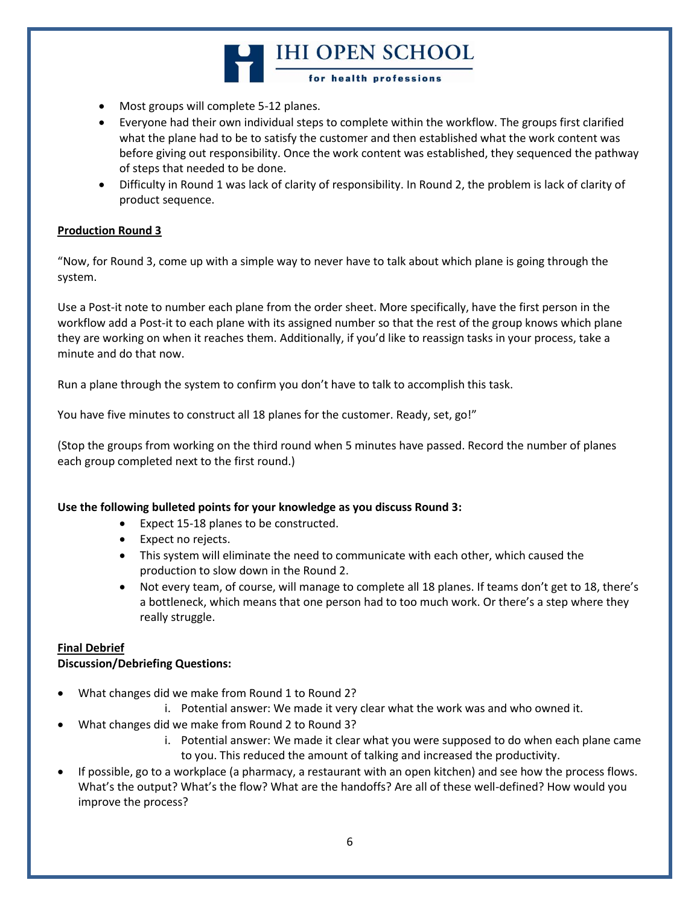- Most groups will complete 5-12 planes.
- Everyone had their own individual steps to complete within the workflow. The groups first clarified what the plane had to be to satisfy the customer and then established what the work content was before giving out responsibility. Once the work content was established, they sequenced the pathway of steps that needed to be done.
- Difficulty in Round 1 was lack of clarity of responsibility. In Round 2, the problem is lack of clarity of product sequence.

**Production Round 3**

"Now, for Round 3, come up with a simple way to never have to talk about which plane is going through the system.

Use a Post-it note to number each plane from the order sheet. More specifically, have the first person in the workflow add a Post-it to each plane with its assigned number so that the rest of the group knows which plane they are working on when it reaches them. Additionally, if you'd like to reassign tasks in your process, take a minute and do that now.

Run a plane through the system to confirm you don't have to talk to accomplish this task.

You have five minutes to construct all 18 planes for the customer. Ready, set, go!"

(Stop the groups from working on the third round when 5 minutes have passed. Record the number of planes each group completed next to the first round.)

**Use the following bulleted points for your knowledge as you discuss Round 3:**

- Expect 15-18 planes to be constructed.
- Expect no rejects.
- This system will eliminate the need to communicate with each other, which caused the production to slow down in the Round 2.
- Not every team, of course, will manage to complete all 18 planes. If teams don't get to 18, there's a bottleneck, which means that one person had to too much work. Or there's a step where they really struggle.

**Final Debrief**

**Discussion/Debriefing Questions:**

- What changes did we make from Round 1 to Round 2?
  i. Potential answer: We made it very clear what the work was and who owned it.
- What changes did we make from Round 2 to Round 3?
  i. Potential answer: We made it clear what you were supposed to do when each plane came to you. This reduced the amount of talking and increased the productivity.
- If possible, go to a workplace (a pharmacy, a restaurant with an open kitchen) and see how the process flows. What's the output? What's the flow? What are the handoffs? Are all of these well-defined? How would you improve the process?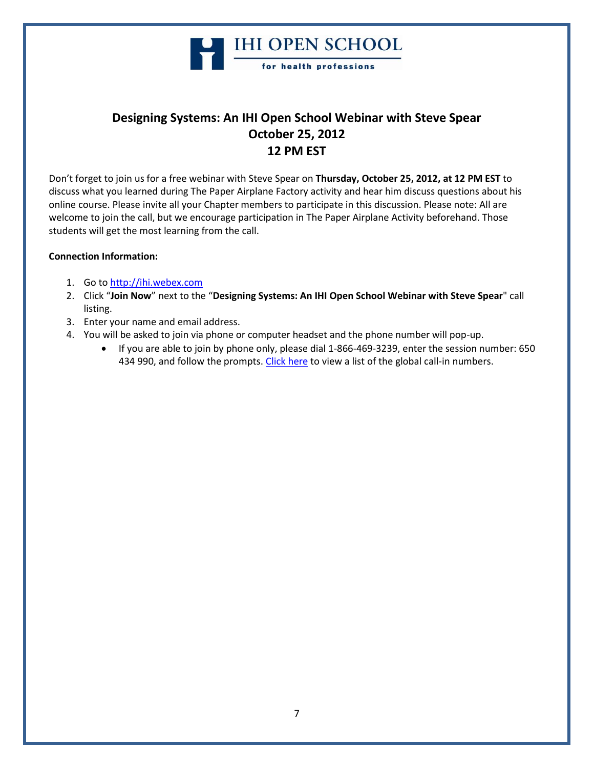IHI OPEN SCHOOL

for health professions

## Designing Systems: An IHI Open School Webinar with Steve Spear
## October 25, 2012
## 12 PM EST

Don't forget to join us for a free webinar with Steve Spear on **Thursday, October 25, 2012, at 12 PM EST** to discuss what you learned during The Paper Airplane Factory activity and hear him discuss questions about his online course. Please invite all your Chapter members to participate in this discussion. Please note: All are welcome to join the call, but we encourage participation in The Paper Airplane Activity beforehand. Those students will get the most learning from the call.

**Connection Information:**

1. Go to [http://ihi.webex.com](http://ihi.webex.com)
2. Click "**Join Now**" next to the "**Designing Systems: An IHI Open School Webinar with Steve Spear**" call listing.
3. Enter your name and email address.
4. You will be asked to join via phone or computer headset and the phone number will pop-up.
   - If you are able to join by phone only, please dial 1-866-469-3239, enter the session number: 650 434 990, and follow the prompts. Click here to view a list of the global call-in numbers.